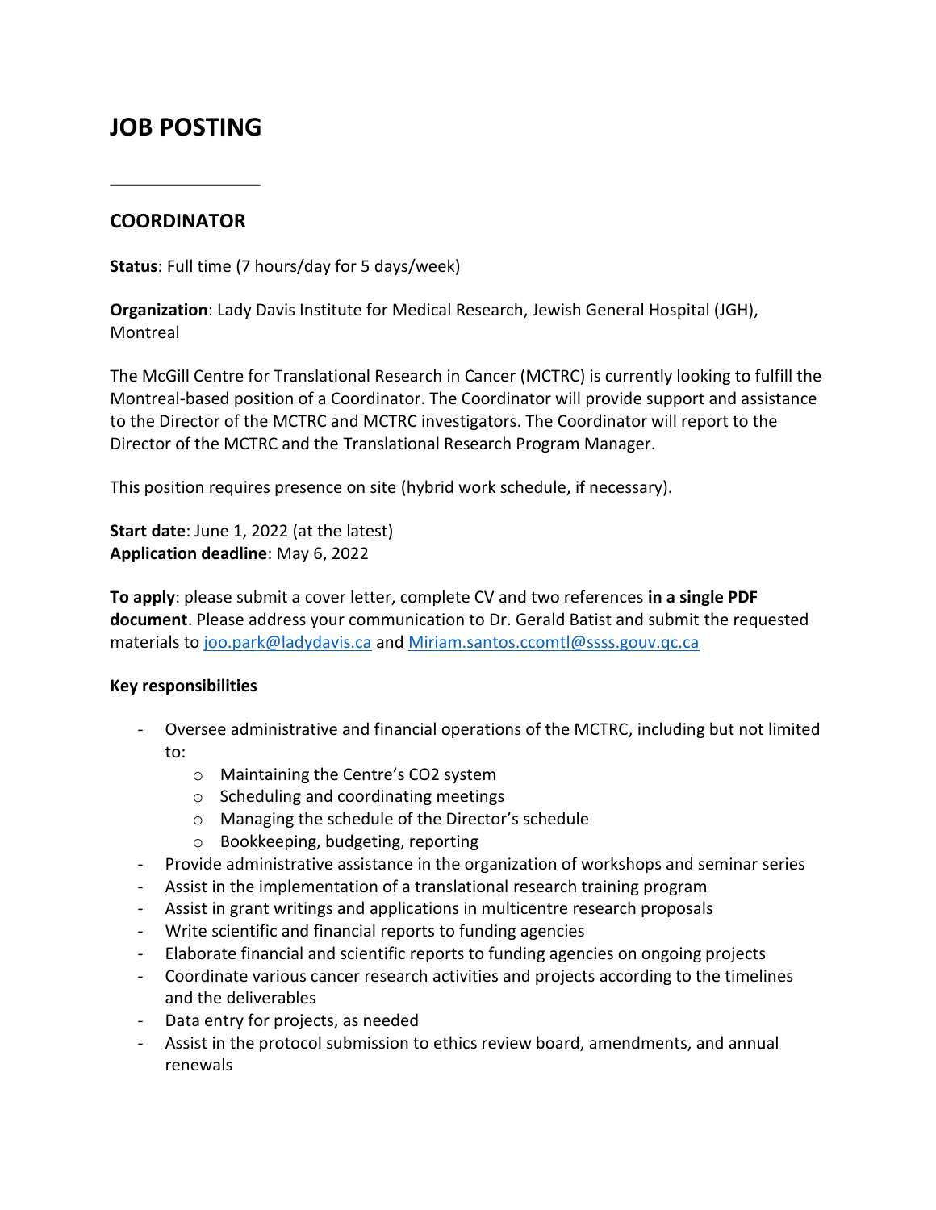# JOB POSTING

---

## COORDINATOR

**Status**: Full time (7 hours/day for 5 days/week)

**Organization**: Lady Davis Institute for Medical Research, Jewish General Hospital (JGH), Montreal

The McGill Centre for Translational Research in Cancer (MCTRC) is currently looking to fulfill the Montreal-based position of a Coordinator. The Coordinator will provide support and assistance to the Director of the MCTRC and MCTRC investigators. The Coordinator will report to the Director of the MCTRC and the Translational Research Program Manager.

This position requires presence on site (hybrid work schedule, if necessary).

**Start date**: June 1, 2022 (at the latest)
**Application deadline**: May 6, 2022

**To apply**: please submit a cover letter, complete CV and two references **in a single PDF document**. Please address your communication to Dr. Gerald Batist and submit the requested materials to joo.park@ladydavis.ca and Miriam.santos.ccomtl@ssss.gouv.qc.ca

**Key responsibilities**

- Oversee administrative and financial operations of the MCTRC, including but not limited to:
  - Maintaining the Centre's CO2 system
  - Scheduling and coordinating meetings
  - Managing the schedule of the Director's schedule
  - Bookkeeping, budgeting, reporting
- Provide administrative assistance in the organization of workshops and seminar series
- Assist in the implementation of a translational research training program
- Assist in grant writings and applications in multicentre research proposals
- Write scientific and financial reports to funding agencies
- Elaborate financial and scientific reports to funding agencies on ongoing projects
- Coordinate various cancer research activities and projects according to the timelines and the deliverables
- Data entry for projects, as needed
- Assist in the protocol submission to ethics review board, amendments, and annual renewals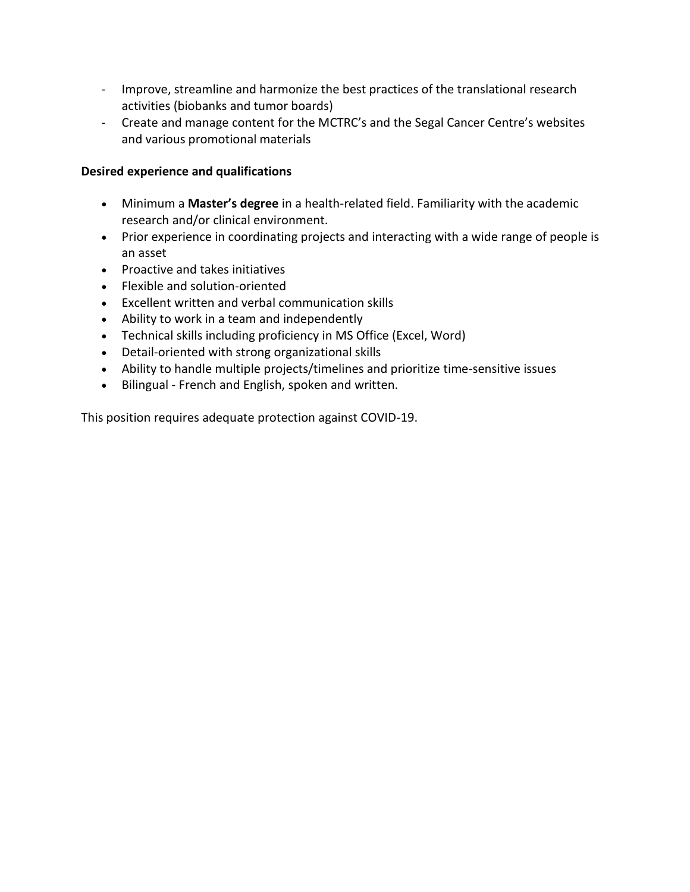- Improve, streamline and harmonize the best practices of the translational research activities (biobanks and tumor boards)
- Create and manage content for the MCTRC's and the Segal Cancer Centre's websites and various promotional materials

**Desired experience and qualifications**

- Minimum a **Master's degree** in a health-related field. Familiarity with the academic research and/or clinical environment.
- Prior experience in coordinating projects and interacting with a wide range of people is an asset
- Proactive and takes initiatives
- Flexible and solution-oriented
- Excellent written and verbal communication skills
- Ability to work in a team and independently
- Technical skills including proficiency in MS Office (Excel, Word)
- Detail-oriented with strong organizational skills
- Ability to handle multiple projects/timelines and prioritize time-sensitive issues
- Bilingual - French and English, spoken and written.

This position requires adequate protection against COVID-19.